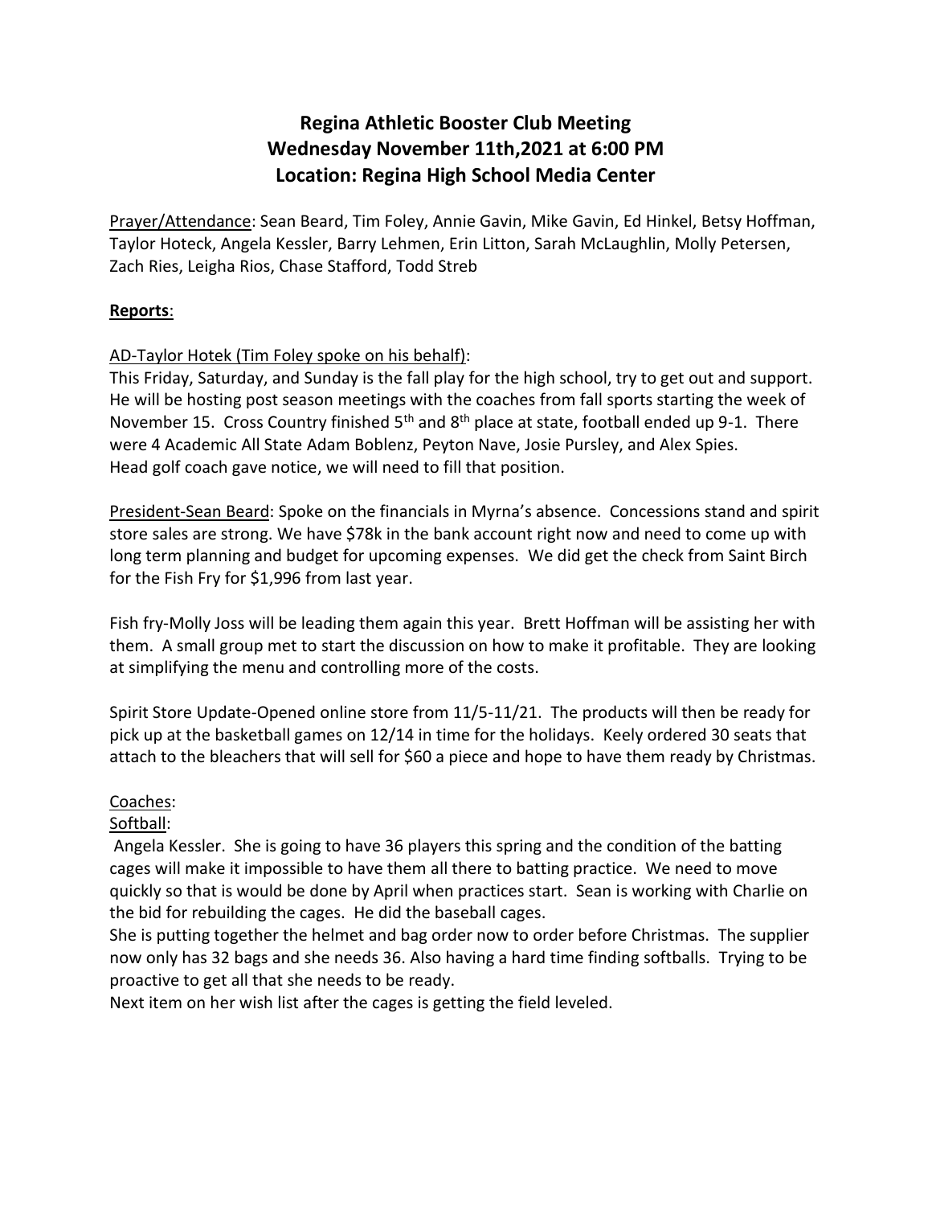# Regina Athletic Booster Club Meeting
# Wednesday November 11th,2021 at 6:00 PM
# Location: Regina High School Media Center

Prayer/Attendance: Sean Beard, Tim Foley, Annie Gavin, Mike Gavin, Ed Hinkel, Betsy Hoffman, Taylor Hoteck, Angela Kessler, Barry Lehmen, Erin Litton, Sarah McLaughlin, Molly Petersen, Zach Ries, Leigha Rios, Chase Stafford, Todd Streb

**Reports**:

AD-Taylor Hotek (Tim Foley spoke on his behalf):
This Friday, Saturday, and Sunday is the fall play for the high school, try to get out and support. He will be hosting post season meetings with the coaches from fall sports starting the week of November 15. Cross Country finished 5th and 8th place at state, football ended up 9-1. There were 4 Academic All State Adam Boblenz, Peyton Nave, Josie Pursley, and Alex Spies.
Head golf coach gave notice, we will need to fill that position.

President-Sean Beard: Spoke on the financials in Myrna's absence. Concessions stand and spirit store sales are strong. We have $78k in the bank account right now and need to come up with long term planning and budget for upcoming expenses. We did get the check from Saint Birch for the Fish Fry for $1,996 from last year.

Fish fry-Molly Joss will be leading them again this year. Brett Hoffman will be assisting her with them. A small group met to start the discussion on how to make it profitable. They are looking at simplifying the menu and controlling more of the costs.

Spirit Store Update-Opened online store from 11/5-11/21. The products will then be ready for pick up at the basketball games on 12/14 in time for the holidays. Keely ordered 30 seats that attach to the bleachers that will sell for $60 a piece and hope to have them ready by Christmas.

Coaches:

Softball:

Angela Kessler. She is going to have 36 players this spring and the condition of the batting cages will make it impossible to have them all there to batting practice. We need to move quickly so that is would be done by April when practices start. Sean is working with Charlie on the bid for rebuilding the cages. He did the baseball cages.
She is putting together the helmet and bag order now to order before Christmas. The supplier now only has 32 bags and she needs 36. Also having a hard time finding softballs. Trying to be proactive to get all that she needs to be ready.
Next item on her wish list after the cages is getting the field leveled.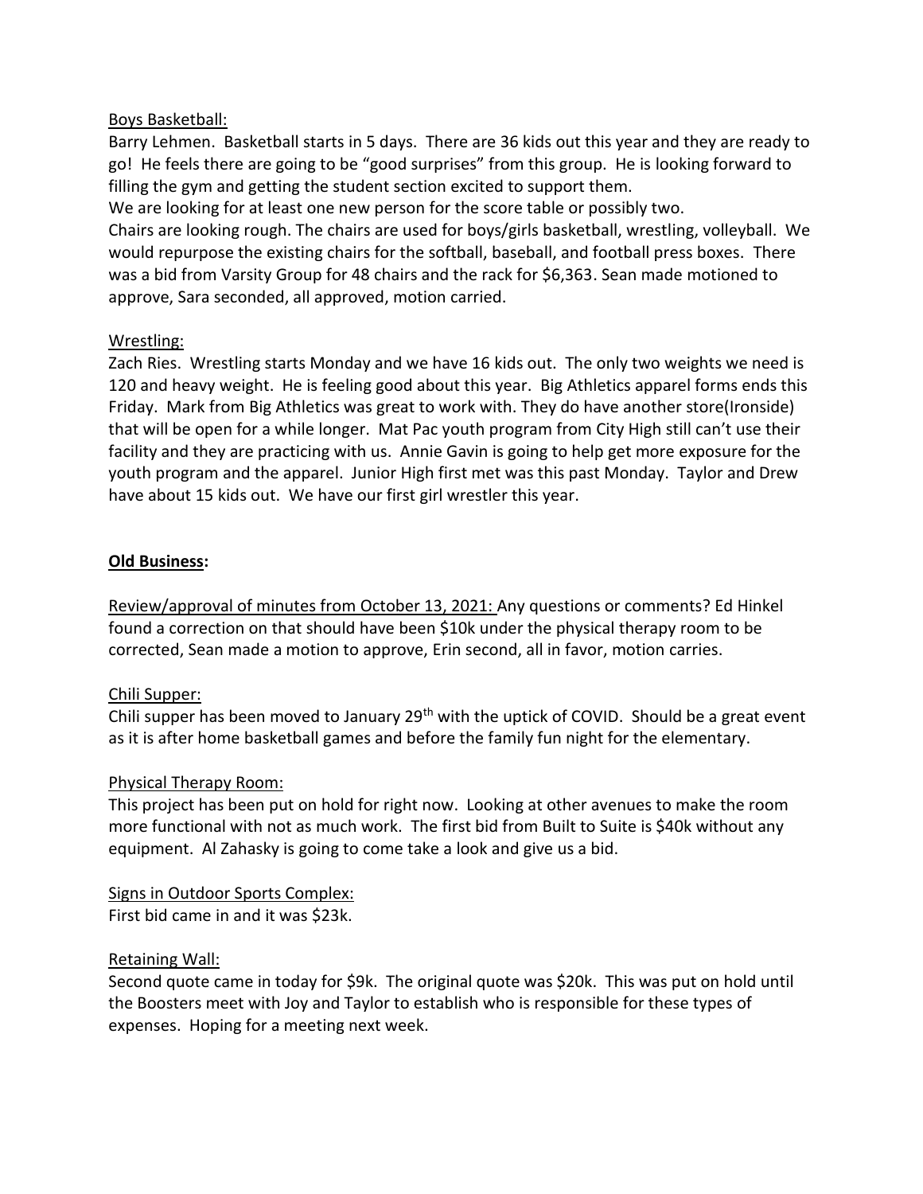Boys Basketball:

Barry Lehmen. Basketball starts in 5 days. There are 36 kids out this year and they are ready to go! He feels there are going to be "good surprises" from this group. He is looking forward to filling the gym and getting the student section excited to support them.

We are looking for at least one new person for the score table or possibly two.

Chairs are looking rough. The chairs are used for boys/girls basketball, wrestling, volleyball. We would repurpose the existing chairs for the softball, baseball, and football press boxes. There was a bid from Varsity Group for 48 chairs and the rack for $6,363. Sean made motioned to approve, Sara seconded, all approved, motion carried.

Wrestling:

Zach Ries. Wrestling starts Monday and we have 16 kids out. The only two weights we need is 120 and heavy weight. He is feeling good about this year. Big Athletics apparel forms ends this Friday. Mark from Big Athletics was great to work with. They do have another store(Ironside) that will be open for a while longer. Mat Pac youth program from City High still can't use their facility and they are practicing with us. Annie Gavin is going to help get more exposure for the youth program and the apparel. Junior High first met was this past Monday. Taylor and Drew have about 15 kids out. We have our first girl wrestler this year.

**Old Business:**

Review/approval of minutes from October 13, 2021: Any questions or comments? Ed Hinkel found a correction on that should have been $10k under the physical therapy room to be corrected, Sean made a motion to approve, Erin second, all in favor, motion carries.

Chili Supper:

Chili supper has been moved to January 29th with the uptick of COVID. Should be a great event as it is after home basketball games and before the family fun night for the elementary.

Physical Therapy Room:

This project has been put on hold for right now. Looking at other avenues to make the room more functional with not as much work. The first bid from Built to Suite is $40k without any equipment. Al Zahasky is going to come take a look and give us a bid.

Signs in Outdoor Sports Complex:

First bid came in and it was $23k.

Retaining Wall:

Second quote came in today for $9k. The original quote was $20k. This was put on hold until the Boosters meet with Joy and Taylor to establish who is responsible for these types of expenses. Hoping for a meeting next week.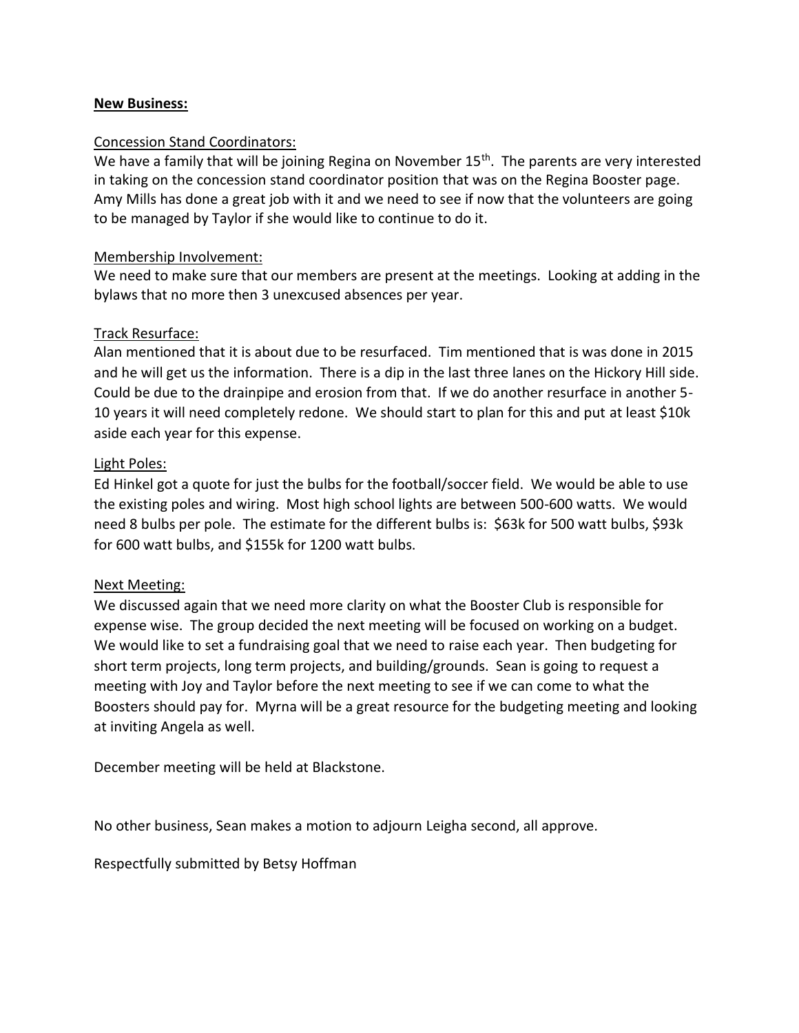**New Business:**

Concession Stand Coordinators:
We have a family that will be joining Regina on November 15th. The parents are very interested in taking on the concession stand coordinator position that was on the Regina Booster page. Amy Mills has done a great job with it and we need to see if now that the volunteers are going to be managed by Taylor if she would like to continue to do it.

Membership Involvement:
We need to make sure that our members are present at the meetings. Looking at adding in the bylaws that no more then 3 unexcused absences per year.

Track Resurface:
Alan mentioned that it is about due to be resurfaced. Tim mentioned that is was done in 2015 and he will get us the information. There is a dip in the last three lanes on the Hickory Hill side. Could be due to the drainpipe and erosion from that. If we do another resurface in another 5-10 years it will need completely redone. We should start to plan for this and put at least $10k aside each year for this expense.

Light Poles:
Ed Hinkel got a quote for just the bulbs for the football/soccer field. We would be able to use the existing poles and wiring. Most high school lights are between 500-600 watts. We would need 8 bulbs per pole. The estimate for the different bulbs is: $63k for 500 watt bulbs, $93k for 600 watt bulbs, and $155k for 1200 watt bulbs.

Next Meeting:
We discussed again that we need more clarity on what the Booster Club is responsible for expense wise. The group decided the next meeting will be focused on working on a budget. We would like to set a fundraising goal that we need to raise each year. Then budgeting for short term projects, long term projects, and building/grounds. Sean is going to request a meeting with Joy and Taylor before the next meeting to see if we can come to what the Boosters should pay for. Myrna will be a great resource for the budgeting meeting and looking at inviting Angela as well.

December meeting will be held at Blackstone.

No other business, Sean makes a motion to adjourn Leigha second, all approve.

Respectfully submitted by Betsy Hoffman